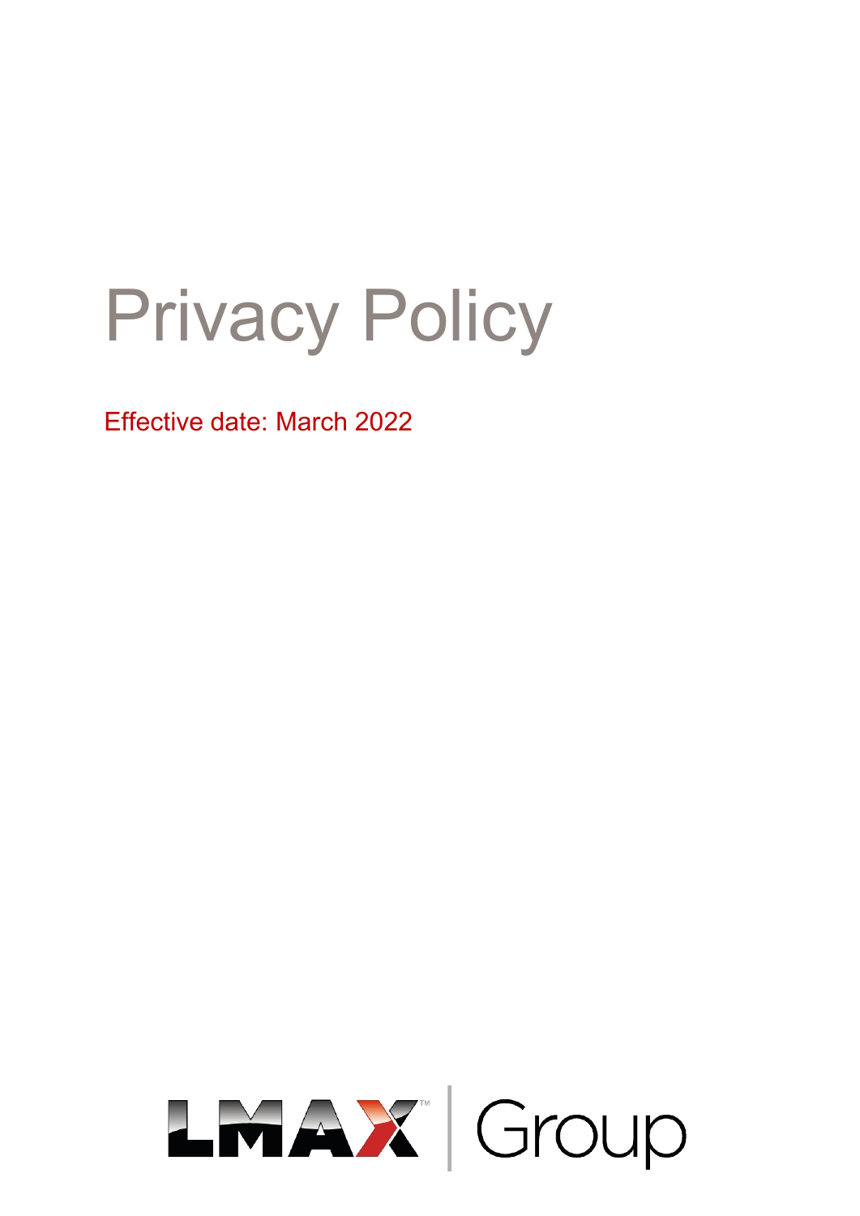# Privacy Policy

Effective date: March 2022

LMAX Group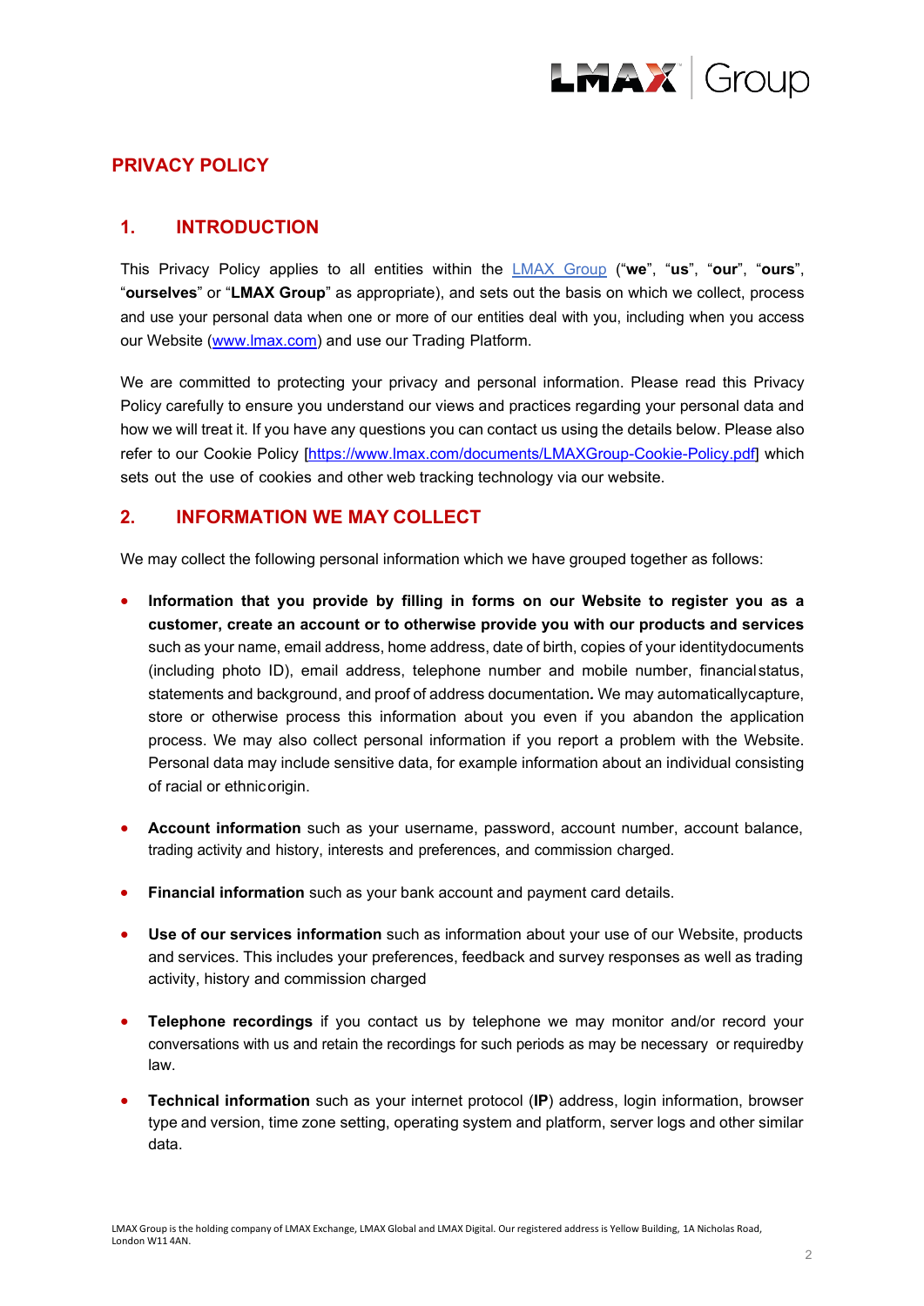# PRIVACY POLICY

## 1. INTRODUCTION

This Privacy Policy applies to all entities within the [LMAX Group](LMAX Group) ("**we**", "**us**", "**our**", "**ours**", "**ourselves**" or "**LMAX Group**" as appropriate), and sets out the basis on which we collect, process and use your personal data when one or more of our entities deal with you, including when you access our Website ([www.lmax.com](www.lmax.com)) and use our Trading Platform.

We are committed to protecting your privacy and personal information. Please read this Privacy Policy carefully to ensure you understand our views and practices regarding your personal data and how we will treat it. If you have any questions you can contact us using the details below. Please also refer to our Cookie Policy [https://www.lmax.com/documents/LMAXGroup-Cookie-Policy.pdf] which sets out the use of cookies and other web tracking technology via our website.

## 2. INFORMATION WE MAY COLLECT

We may collect the following personal information which we have grouped together as follows:

- **Information that you provide by filling in forms on our Website to register you as a customer, create an account or to otherwise provide you with our products and services** such as your name, email address, home address, date of birth, copies of your identity documents (including photo ID), email address, telephone number and mobile number, financial status, statements and background, and proof of address documentation. We may automatically capture, store or otherwise process this information about you even if you abandon the application process. We may also collect personal information if you report a problem with the Website. Personal data may include sensitive data, for example information about an individual consisting of racial or ethnic origin.

- **Account information** such as your username, password, account number, account balance, trading activity and history, interests and preferences, and commission charged.

- **Financial information** such as your bank account and payment card details.

- **Use of our services information** such as information about your use of our Website, products and services. This includes your preferences, feedback and survey responses as well as trading activity, history and commission charged

- **Telephone recordings** if you contact us by telephone we may monitor and/or record your conversations with us and retain the recordings for such periods as may be necessary or required by law.

- **Technical information** such as your internet protocol (**IP**) address, login information, browser type and version, time zone setting, operating system and platform, server logs and other similar data.

LMAX Group is the holding company of LMAX Exchange, LMAX Global and LMAX Digital. Our registered address is Yellow Building, 1A Nicholas Road, London W11 4AN.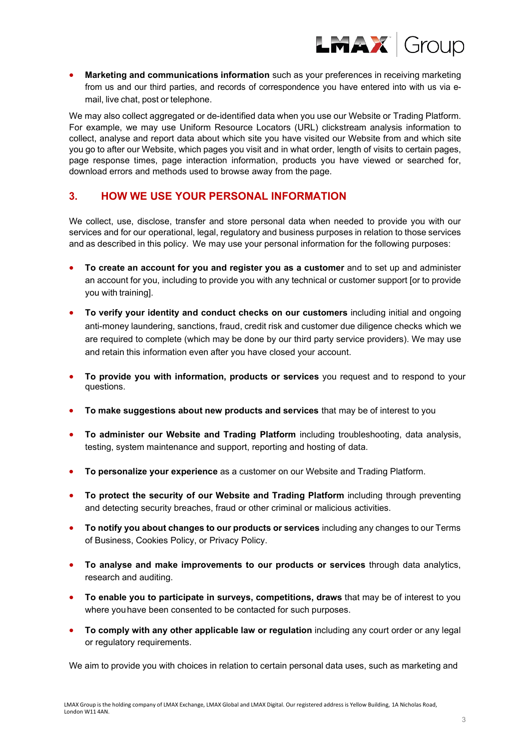- **Marketing and communications information** such as your preferences in receiving marketing from us and our third parties, and records of correspondence you have entered into with us via e-mail, live chat, post or telephone.

We may also collect aggregated or de-identified data when you use our Website or Trading Platform. For example, we may use Uniform Resource Locators (URL) clickstream analysis information to collect, analyse and report data about which site you have visited our Website from and which site you go to after our Website, which pages you visit and in what order, length of visits to certain pages, page response times, page interaction information, products you have viewed or searched for, download errors and methods used to browse away from the page.

## 3. HOW WE USE YOUR PERSONAL INFORMATION

We collect, use, disclose, transfer and store personal data when needed to provide you with our services and for our operational, legal, regulatory and business purposes in relation to those services and as described in this policy. We may use your personal information for the following purposes:

- **To create an account for you and register you as a customer** and to set up and administer an account for you, including to provide you with any technical or customer support [or to provide you with training].
- **To verify your identity and conduct checks on our customers** including initial and ongoing anti-money laundering, sanctions, fraud, credit risk and customer due diligence checks which we are required to complete (which may be done by our third party service providers). We may use and retain this information even after you have closed your account.
- **To provide you with information, products or services** you request and to respond to your questions.
- **To make suggestions about new products and services** that may be of interest to you
- **To administer our Website and Trading Platform** including troubleshooting, data analysis, testing, system maintenance and support, reporting and hosting of data.
- **To personalize your experience** as a customer on our Website and Trading Platform.
- **To protect the security of our Website and Trading Platform** including through preventing and detecting security breaches, fraud or other criminal or malicious activities.
- **To notify you about changes to our products or services** including any changes to our Terms of Business, Cookies Policy, or Privacy Policy.
- **To analyse and make improvements to our products or services** through data analytics, research and auditing.
- **To enable you to participate in surveys, competitions, draws** that may be of interest to you where you have been consented to be contacted for such purposes.
- **To comply with any other applicable law or regulation** including any court order or any legal or regulatory requirements.

We aim to provide you with choices in relation to certain personal data uses, such as marketing and

LMAX Group is the holding company of LMAX Exchange, LMAX Global and LMAX Digital. Our registered address is Yellow Building, 1A Nicholas Road, London W11 4AN.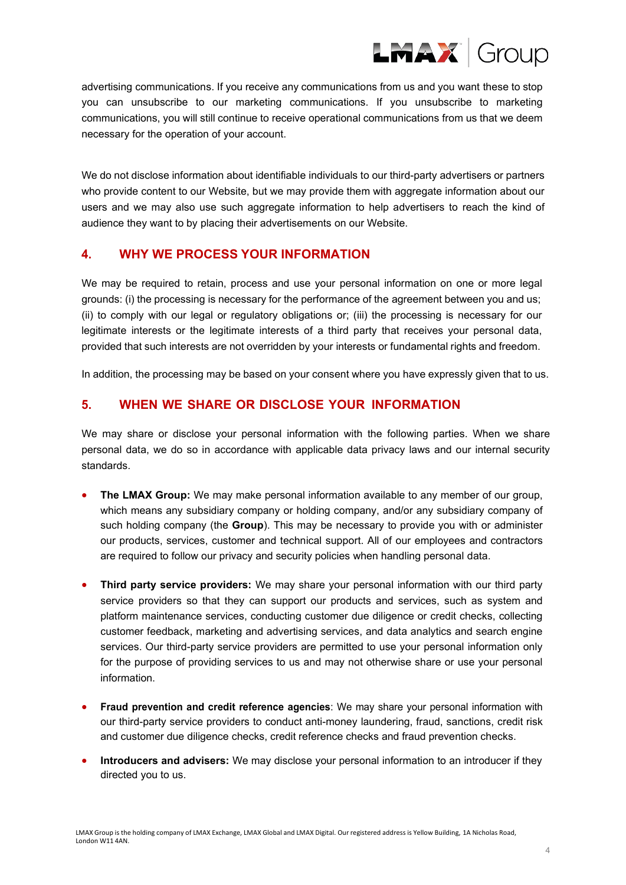advertising communications. If you receive any communications from us and you want these to stop you can unsubscribe to our marketing communications. If you unsubscribe to marketing communications, you will still continue to receive operational communications from us that we deem necessary for the operation of your account.

We do not disclose information about identifiable individuals to our third-party advertisers or partners who provide content to our Website, but we may provide them with aggregate information about our users and we may also use such aggregate information to help advertisers to reach the kind of audience they want to by placing their advertisements on our Website.

## 4. WHY WE PROCESS YOUR INFORMATION

We may be required to retain, process and use your personal information on one or more legal grounds: (i) the processing is necessary for the performance of the agreement between you and us; (ii) to comply with our legal or regulatory obligations or; (iii) the processing is necessary for our legitimate interests or the legitimate interests of a third party that receives your personal data, provided that such interests are not overridden by your interests or fundamental rights and freedom.

In addition, the processing may be based on your consent where you have expressly given that to us.

## 5. WHEN WE SHARE OR DISCLOSE YOUR INFORMATION

We may share or disclose your personal information with the following parties. When we share personal data, we do so in accordance with applicable data privacy laws and our internal security standards.

- **The LMAX Group:** We may make personal information available to any member of our group, which means any subsidiary company or holding company, and/or any subsidiary company of such holding company (the **Group**). This may be necessary to provide you with or administer our products, services, customer and technical support. All of our employees and contractors are required to follow our privacy and security policies when handling personal data.

- **Third party service providers:** We may share your personal information with our third party service providers so that they can support our products and services, such as system and platform maintenance services, conducting customer due diligence or credit checks, collecting customer feedback, marketing and advertising services, and data analytics and search engine services. Our third-party service providers are permitted to use your personal information only for the purpose of providing services to us and may not otherwise share or use your personal information.

- **Fraud prevention and credit reference agencies**: We may share your personal information with our third-party service providers to conduct anti-money laundering, fraud, sanctions, credit risk and customer due diligence checks, credit reference checks and fraud prevention checks.

- **Introducers and advisers:** We may disclose your personal information to an introducer if they directed you to us.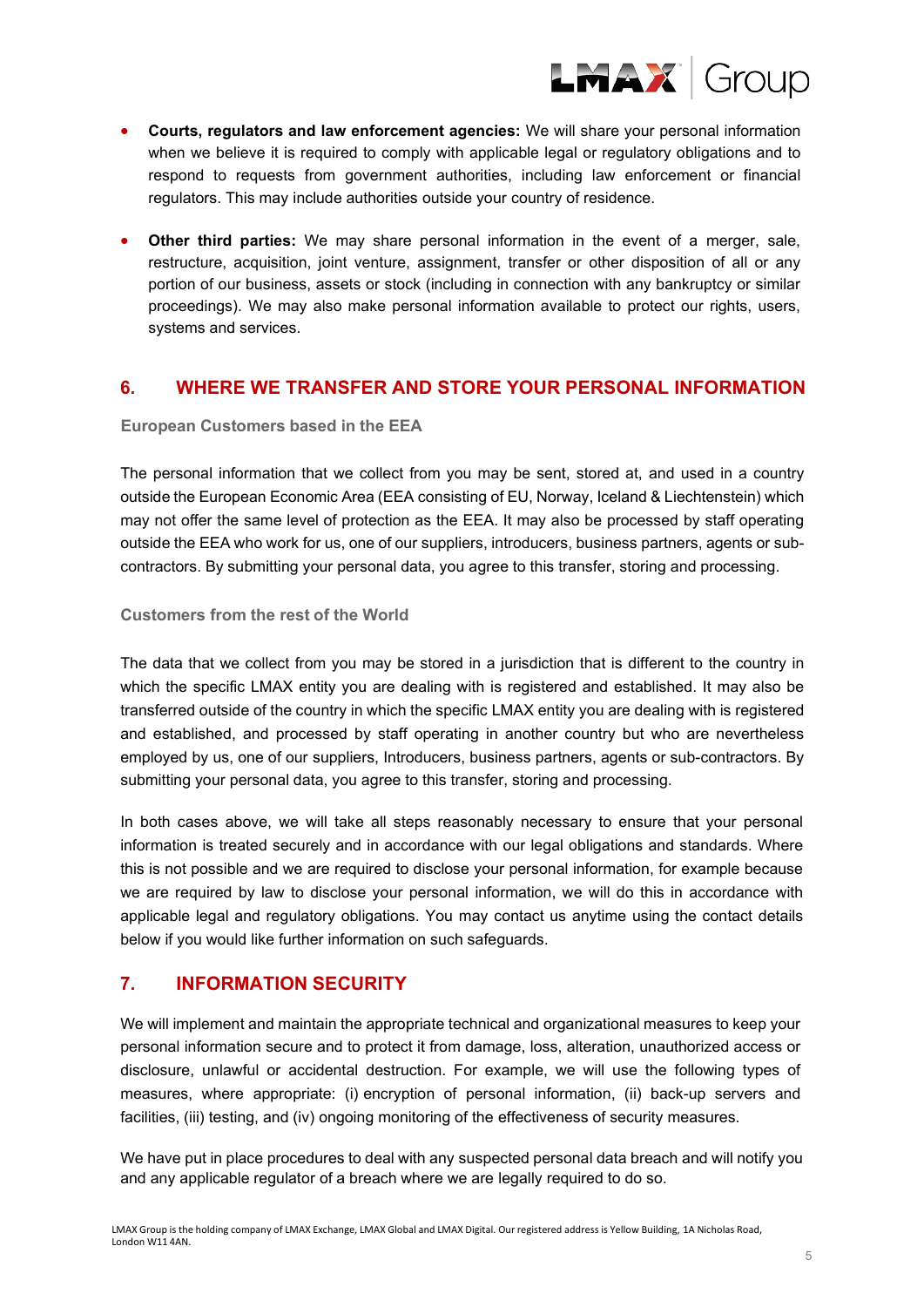- **Courts, regulators and law enforcement agencies:** We will share your personal information when we believe it is required to comply with applicable legal or regulatory obligations and to respond to requests from government authorities, including law enforcement or financial regulators. This may include authorities outside your country of residence.

- **Other third parties:** We may share personal information in the event of a merger, sale, restructure, acquisition, joint venture, assignment, transfer or other disposition of all or any portion of our business, assets or stock (including in connection with any bankruptcy or similar proceedings). We may also make personal information available to protect our rights, users, systems and services.

## 6. WHERE WE TRANSFER AND STORE YOUR PERSONAL INFORMATION

### European Customers based in the EEA

The personal information that we collect from you may be sent, stored at, and used in a country outside the European Economic Area (EEA consisting of EU, Norway, Iceland & Liechtenstein) which may not offer the same level of protection as the EEA. It may also be processed by staff operating outside the EEA who work for us, one of our suppliers, introducers, business partners, agents or sub-contractors. By submitting your personal data, you agree to this transfer, storing and processing.

### Customers from the rest of the World

The data that we collect from you may be stored in a jurisdiction that is different to the country in which the specific LMAX entity you are dealing with is registered and established. It may also be transferred outside of the country in which the specific LMAX entity you are dealing with is registered and established, and processed by staff operating in another country but who are nevertheless employed by us, one of our suppliers, Introducers, business partners, agents or sub-contractors. By submitting your personal data, you agree to this transfer, storing and processing.

In both cases above, we will take all steps reasonably necessary to ensure that your personal information is treated securely and in accordance with our legal obligations and standards. Where this is not possible and we are required to disclose your personal information, for example because we are required by law to disclose your personal information, we will do this in accordance with applicable legal and regulatory obligations. You may contact us anytime using the contact details below if you would like further information on such safeguards.

## 7. INFORMATION SECURITY

We will implement and maintain the appropriate technical and organizational measures to keep your personal information secure and to protect it from damage, loss, alteration, unauthorized access or disclosure, unlawful or accidental destruction. For example, we will use the following types of measures, where appropriate: (i) encryption of personal information, (ii) back-up servers and facilities, (iii) testing, and (iv) ongoing monitoring of the effectiveness of security measures.

We have put in place procedures to deal with any suspected personal data breach and will notify you and any applicable regulator of a breach where we are legally required to do so.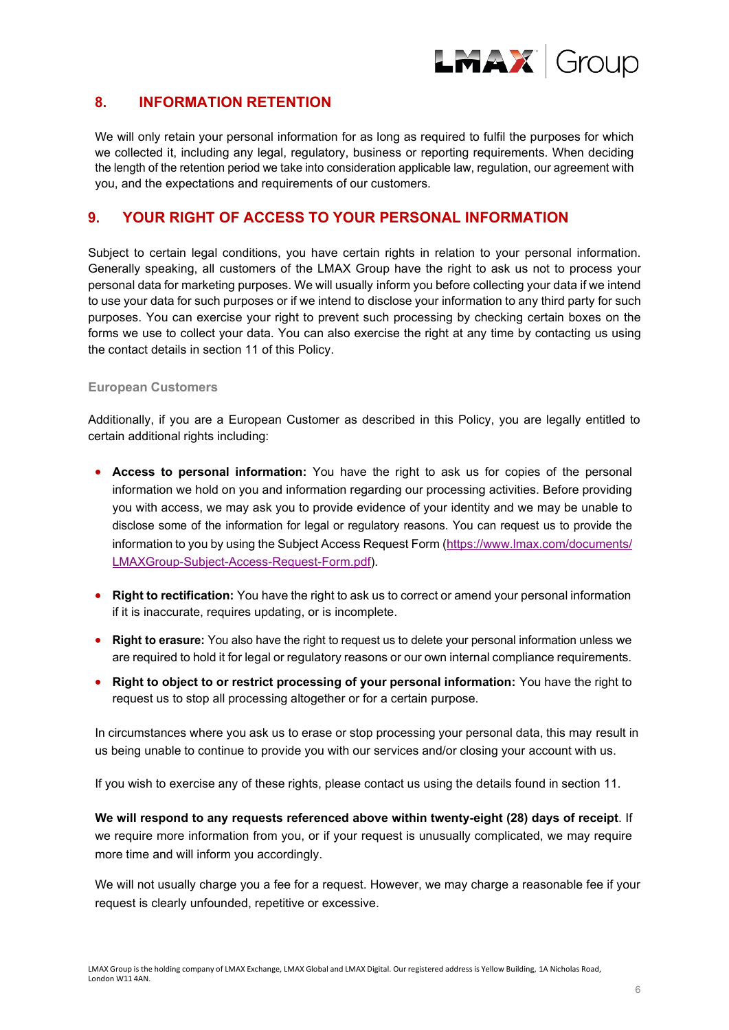## 8. INFORMATION RETENTION

We will only retain your personal information for as long as required to fulfil the purposes for which we collected it, including any legal, regulatory, business or reporting requirements. When deciding the length of the retention period we take into consideration applicable law, regulation, our agreement with you, and the expectations and requirements of our customers.

## 9. YOUR RIGHT OF ACCESS TO YOUR PERSONAL INFORMATION

Subject to certain legal conditions, you have certain rights in relation to your personal information. Generally speaking, all customers of the LMAX Group have the right to ask us not to process your personal data for marketing purposes. We will usually inform you before collecting your data if we intend to use your data for such purposes or if we intend to disclose your information to any third party for such purposes. You can exercise your right to prevent such processing by checking certain boxes on the forms we use to collect your data. You can also exercise the right at any time by contacting us using the contact details in section 11 of this Policy.

**European Customers**

Additionally, if you are a European Customer as described in this Policy, you are legally entitled to certain additional rights including:

- **Access to personal information:** You have the right to ask us for copies of the personal information we hold on you and information regarding our processing activities. Before providing you with access, we may ask you to provide evidence of your identity and we may be unable to disclose some of the information for legal or regulatory reasons. You can request us to provide the information to you by using the Subject Access Request Form ([https://www.lmax.com/documents/LMAXGroup-Subject-Access-Request-Form.pdf](https://www.lmax.com/documents/LMAXGroup-Subject-Access-Request-Form.pdf)).
- **Right to rectification:** You have the right to ask us to correct or amend your personal information if it is inaccurate, requires updating, or is incomplete.
- **Right to erasure:** You also have the right to request us to delete your personal information unless we are required to hold it for legal or regulatory reasons or our own internal compliance requirements.
- **Right to object to or restrict processing of your personal information:** You have the right to request us to stop all processing altogether or for a certain purpose.

In circumstances where you ask us to erase or stop processing your personal data, this may result in us being unable to continue to provide you with our services and/or closing your account with us.

If you wish to exercise any of these rights, please contact us using the details found in section 11.

**We will respond to any requests referenced above within twenty-eight (28) days of receipt**. If we require more information from you, or if your request is unusually complicated, we may require more time and will inform you accordingly.

We will not usually charge you a fee for a request. However, we may charge a reasonable fee if your request is clearly unfounded, repetitive or excessive.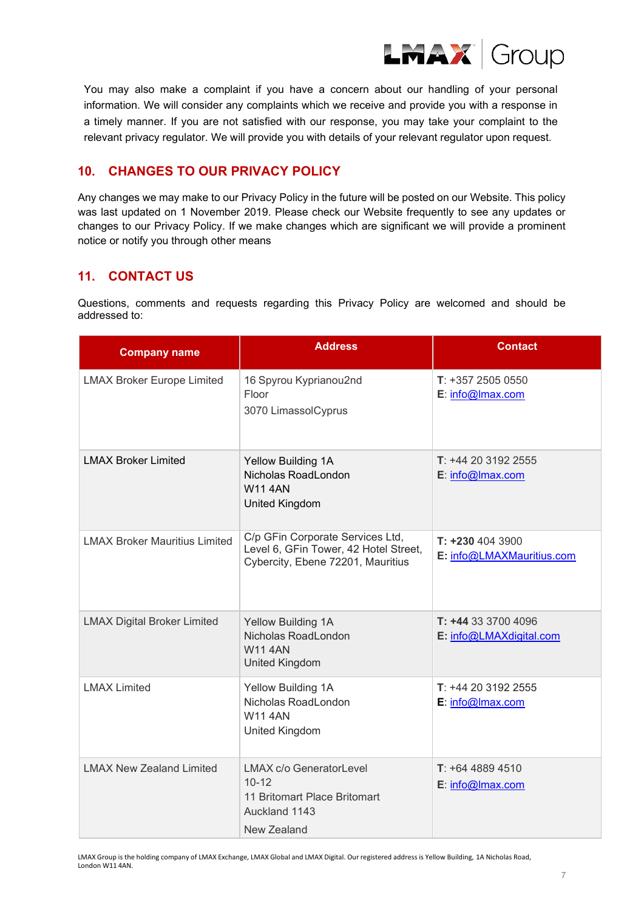You may also make a complaint if you have a concern about our handling of your personal information. We will consider any complaints which we receive and provide you with a response in a timely manner. If you are not satisfied with our response, you may take your complaint to the relevant privacy regulator. We will provide you with details of your relevant regulator upon request.

## 10. CHANGES TO OUR PRIVACY POLICY

Any changes we may make to our Privacy Policy in the future will be posted on our Website. This policy was last updated on 1 November 2019. Please check our Website frequently to see any updates or changes to our Privacy Policy. If we make changes which are significant we will provide a prominent notice or notify you through other means

## 11. CONTACT US

Questions, comments and requests regarding this Privacy Policy are welcomed and should be addressed to:

| Company name | Address | Contact |
|---|---|---|
| LMAX Broker Europe Limited | 16 Spyrou Kyprianou2nd Floor<br>3070 LimassolCyprus | **T**: +357 2505 0550<br>**E**: info@lmax.com |
| LMAX Broker Limited | Yellow Building 1A<br>Nicholas RoadLondon<br>W11 4AN<br>United Kingdom | **T**: +44 20 3192 2555<br>**E**: info@lmax.com |
| LMAX Broker Mauritius Limited | C/p GFin Corporate Services Ltd, Level 6, GFin Tower, 42 Hotel Street, Cybercity, Ebene 72201, Mauritius | **T: +230** 404 3900<br>**E:** info@LMAXMauritius.com |
| LMAX Digital Broker Limited | Yellow Building 1A<br>Nicholas RoadLondon<br>W11 4AN<br>United Kingdom | **T: +44** 33 3700 4096<br>**E:** info@LMAXdigital.com |
| LMAX Limited | Yellow Building 1A<br>Nicholas RoadLondon<br>W11 4AN<br>United Kingdom | **T**: +44 20 3192 2555<br>**E**: info@lmax.com |
| LMAX New Zealand Limited | LMAX c/o GeneratorLevel 10-12<br>11 Britomart Place Britomart<br>Auckland 1143<br>New Zealand | **T**: +64 4889 4510<br>**E**: info@lmax.com |

LMAX Group is the holding company of LMAX Exchange, LMAX Global and LMAX Digital. Our registered address is Yellow Building, 1A Nicholas Road, London W11 4AN.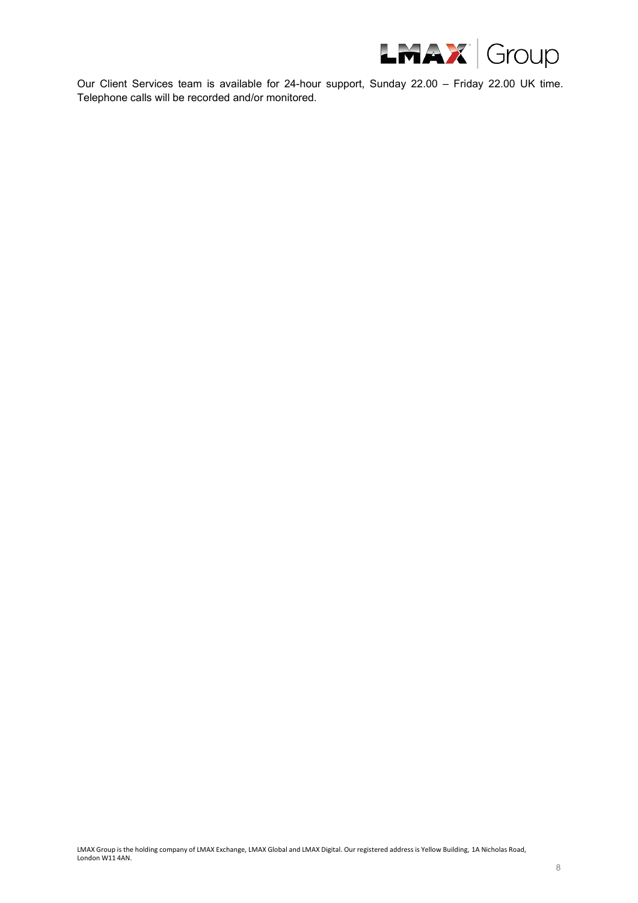Our Client Services team is available for 24-hour support, Sunday 22.00 – Friday 22.00 UK time. Telephone calls will be recorded and/or monitored.